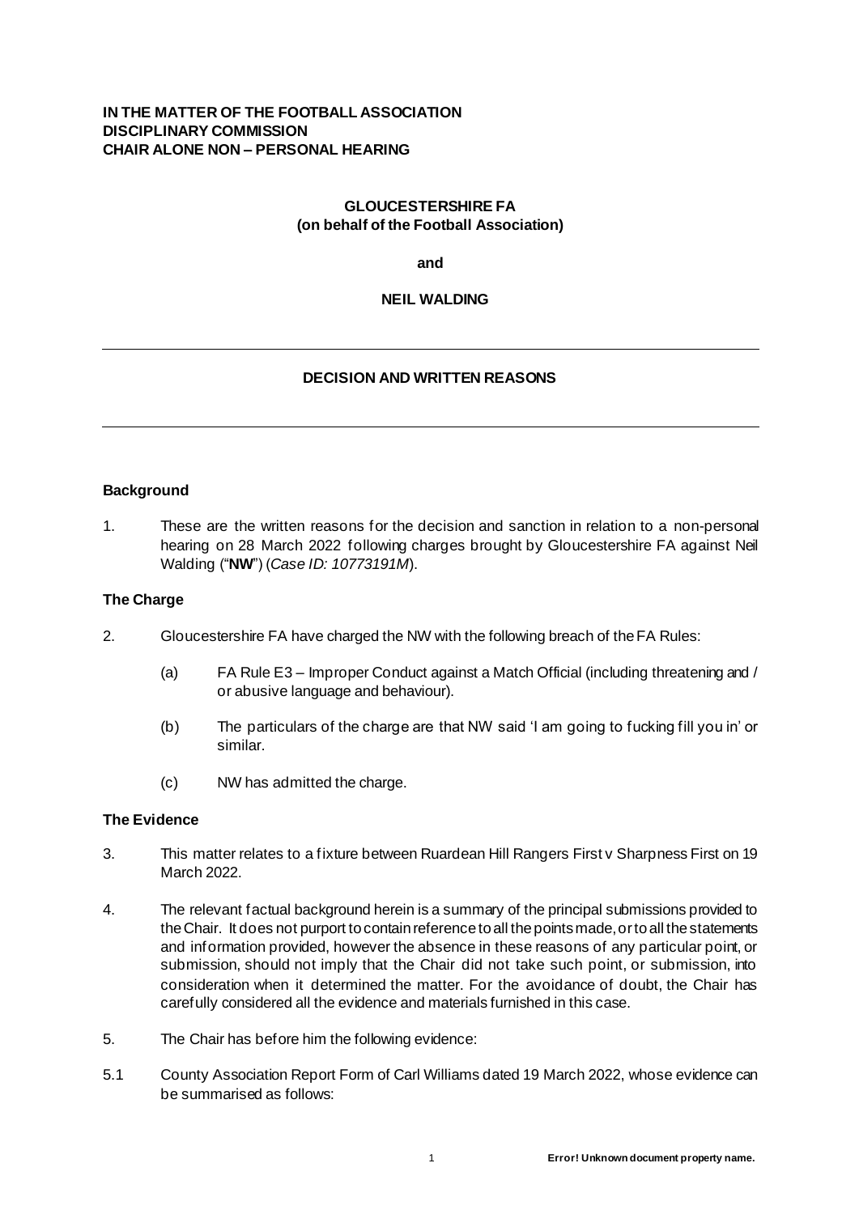**IN THE MATTER OF THE FOOTBALL ASSOCIATION DISCIPLINARY COMMISSION CHAIR ALONE NON – PERSONAL HEARING**

**GLOUCESTERSHIRE FA (on behalf of the Football Association)**

**and**

**NEIL WALDING**

---

**DECISION AND WRITTEN REASONS**

---

### Background

1. These are the written reasons for the decision and sanction in relation to a non-personal hearing on 28 March 2022 following charges brought by Gloucestershire FA against Neil Walding ("**NW**") (*Case ID: 10773191M*).

### The Charge

2. Gloucestershire FA have charged the NW with the following breach of the FA Rules:

   (a) FA Rule E3 – Improper Conduct against a Match Official (including threatening and / or abusive language and behaviour).

   (b) The particulars of the charge are that NW said 'I am going to fucking fill you in' or similar.

   (c) NW has admitted the charge.

### The Evidence

3. This matter relates to a fixture between Ruardean Hill Rangers First v Sharpness First on 19 March 2022.

4. The relevant factual background herein is a summary of the principal submissions provided to the Chair. It does not purport to contain reference to all the points made, or to all the statements and information provided, however the absence in these reasons of any particular point, or submission, should not imply that the Chair did not take such point, or submission, into consideration when it determined the matter. For the avoidance of doubt, the Chair has carefully considered all the evidence and materials furnished in this case.

5. The Chair has before him the following evidence:

5.1 County Association Report Form of Carl Williams dated 19 March 2022, whose evidence can be summarised as follows: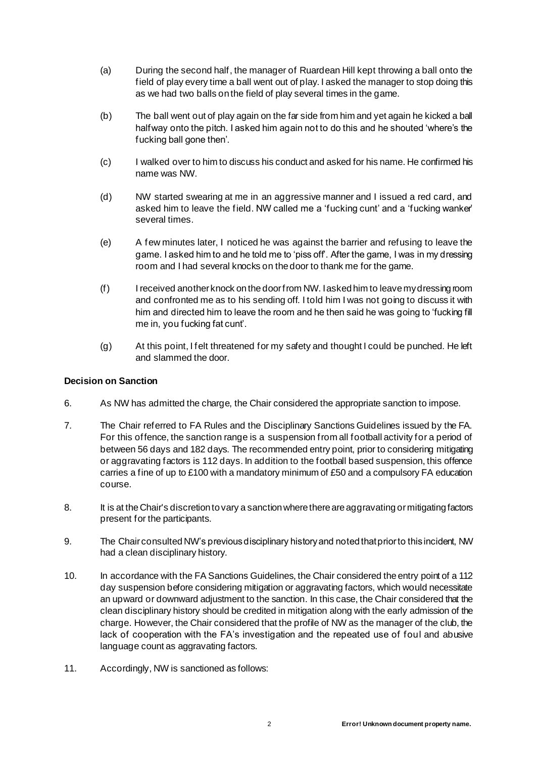(a) During the second half, the manager of Ruardean Hill kept throwing a ball onto the field of play every time a ball went out of play. I asked the manager to stop doing this as we had two balls on the field of play several times in the game.

(b) The ball went out of play again on the far side from him and yet again he kicked a ball halfway onto the pitch. I asked him again not to do this and he shouted 'where's the fucking ball gone then'.

(c) I walked over to him to discuss his conduct and asked for his name. He confirmed his name was NW.

(d) NW started swearing at me in an aggressive manner and I issued a red card, and asked him to leave the field. NW called me a 'fucking cunt' and a 'fucking wanker' several times.

(e) A few minutes later, I noticed he was against the barrier and refusing to leave the game. I asked him to and he told me to 'piss off'. After the game, I was in my dressing room and I had several knocks on the door to thank me for the game.

(f) I received another knock on the door from NW. I asked him to leave my dressing room and confronted me as to his sending off. I told him I was not going to discuss it with him and directed him to leave the room and he then said he was going to 'fucking fill me in, you fucking fat cunt'.

(g) At this point, I felt threatened for my safety and thought I could be punched. He left and slammed the door.

**Decision on Sanction**

6. As NW has admitted the charge, the Chair considered the appropriate sanction to impose.

7. The Chair referred to FA Rules and the Disciplinary Sanctions Guidelines issued by the FA. For this offence, the sanction range is a suspension from all football activity for a period of between 56 days and 182 days. The recommended entry point, prior to considering mitigating or aggravating factors is 112 days. In addition to the football based suspension, this offence carries a fine of up to £100 with a mandatory minimum of £50 and a compulsory FA education course.

8. It is at the Chair's discretion to vary a sanction where there are aggravating or mitigating factors present for the participants.

9. The Chair consulted NW's previous disciplinary history and noted that prior to this incident, NW had a clean disciplinary history.

10. In accordance with the FA Sanctions Guidelines, the Chair considered the entry point of a 112 day suspension before considering mitigation or aggravating factors, which would necessitate an upward or downward adjustment to the sanction. In this case, the Chair considered that the clean disciplinary history should be credited in mitigation along with the early admission of the charge. However, the Chair considered that the profile of NW as the manager of the club, the lack of cooperation with the FA's investigation and the repeated use of foul and abusive language count as aggravating factors.

11. Accordingly, NW is sanctioned as follows: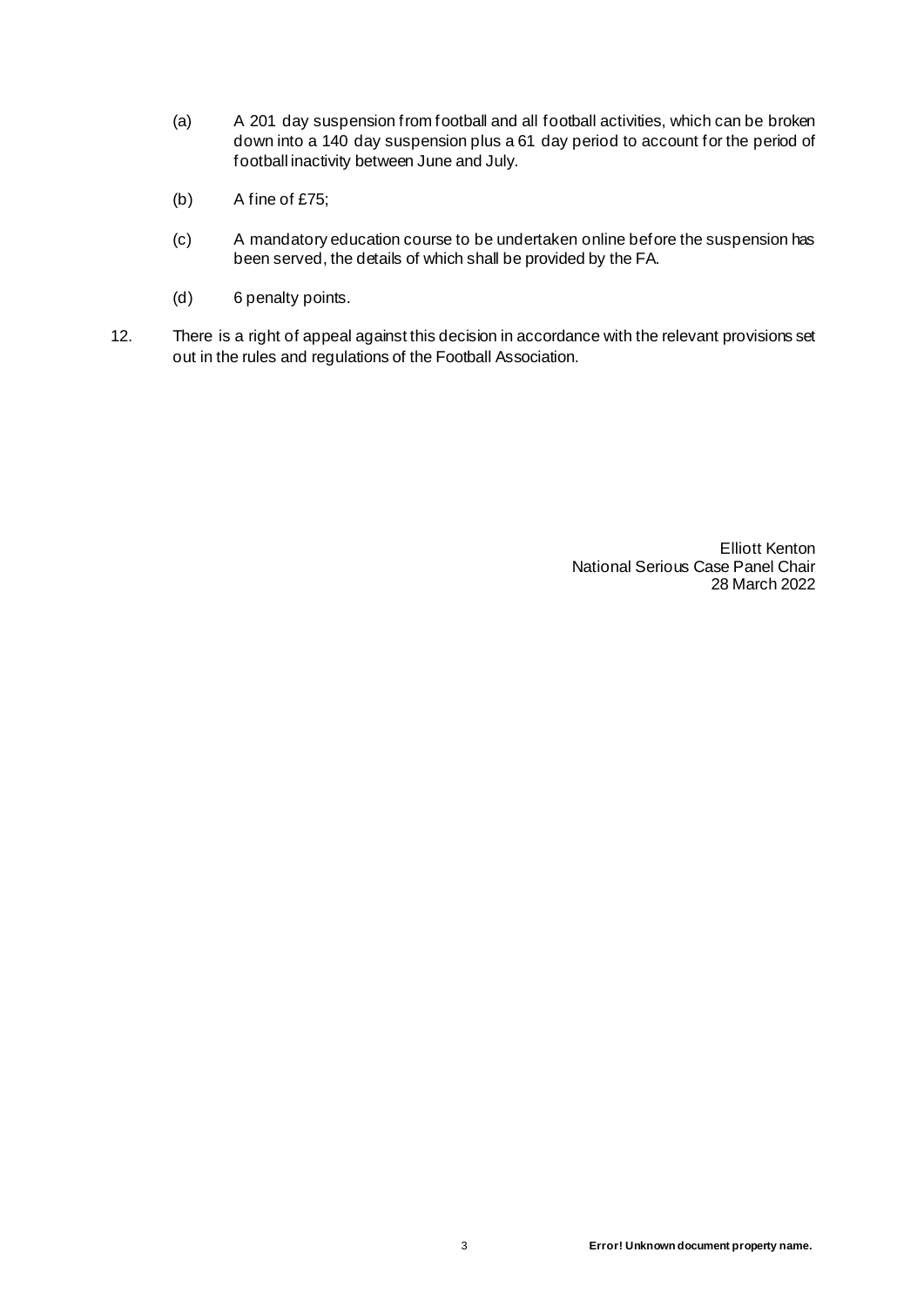(a) A 201 day suspension from football and all football activities, which can be broken down into a 140 day suspension plus a 61 day period to account for the period of football inactivity between June and July.

(b) A fine of £75;

(c) A mandatory education course to be undertaken online before the suspension has been served, the details of which shall be provided by the FA.

(d) 6 penalty points.

12. There is a right of appeal against this decision in accordance with the relevant provisions set out in the rules and regulations of the Football Association.

Elliott Kenton
National Serious Case Panel Chair
28 March 2022